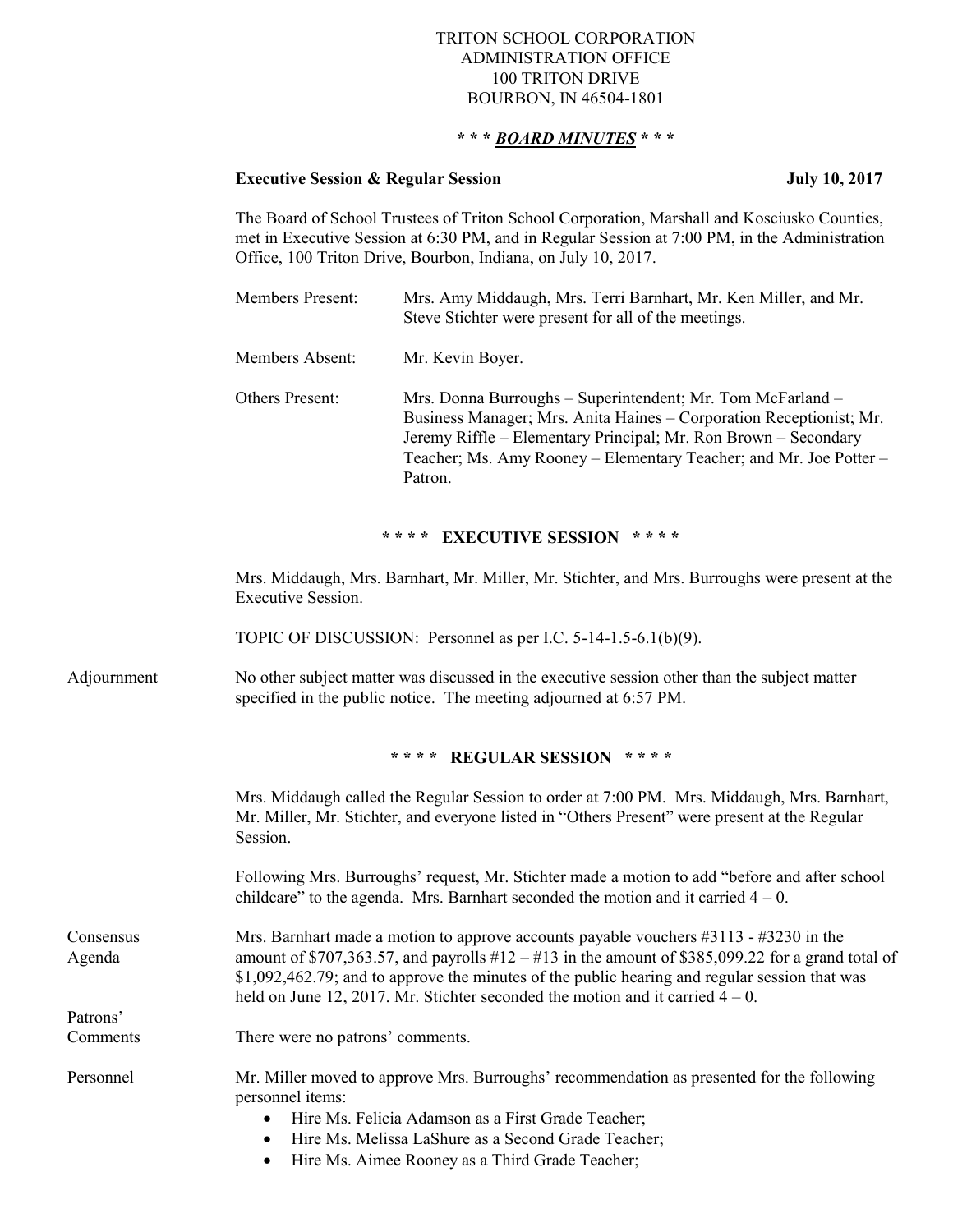TRITON SCHOOL CORPORATION
ADMINISTRATION OFFICE
100 TRITON DRIVE
BOURBON, IN 46504-1801

**\* \* \* *BOARD MINUTES* \* \* \***

**Executive Session & Regular Session** **July 10, 2017**

The Board of School Trustees of Triton School Corporation, Marshall and Kosciusko Counties, met in Executive Session at 6:30 PM, and in Regular Session at 7:00 PM, in the Administration Office, 100 Triton Drive, Bourbon, Indiana, on July 10, 2017.

Members Present: Mrs. Amy Middaugh, Mrs. Terri Barnhart, Mr. Ken Miller, and Mr. Steve Stichter were present for all of the meetings.

Members Absent: Mr. Kevin Boyer.

Others Present: Mrs. Donna Burroughs – Superintendent; Mr. Tom McFarland – Business Manager; Mrs. Anita Haines – Corporation Receptionist; Mr. Jeremy Riffle – Elementary Principal; Mr. Ron Brown – Secondary Teacher; Ms. Amy Rooney – Elementary Teacher; and Mr. Joe Potter – Patron.

**\* \* \* \* EXECUTIVE SESSION \* \* \* \***

Mrs. Middaugh, Mrs. Barnhart, Mr. Miller, Mr. Stichter, and Mrs. Burroughs were present at the Executive Session.

TOPIC OF DISCUSSION: Personnel as per I.C. 5-14-1.5-6.1(b)(9).

Adjournment

No other subject matter was discussed in the executive session other than the subject matter specified in the public notice. The meeting adjourned at 6:57 PM.

**\* \* \* \* REGULAR SESSION \* \* \* \***

Mrs. Middaugh called the Regular Session to order at 7:00 PM. Mrs. Middaugh, Mrs. Barnhart, Mr. Miller, Mr. Stichter, and everyone listed in "Others Present" were present at the Regular Session.

Following Mrs. Burroughs' request, Mr. Stichter made a motion to add "before and after school childcare" to the agenda. Mrs. Barnhart seconded the motion and it carried 4 – 0.

Consensus Agenda

Mrs. Barnhart made a motion to approve accounts payable vouchers #3113 - #3230 in the amount of $707,363.57, and payrolls #12 – #13 in the amount of $385,099.22 for a grand total of $1,092,462.79; and to approve the minutes of the public hearing and regular session that was held on June 12, 2017. Mr. Stichter seconded the motion and it carried 4 – 0.

Patrons' Comments

There were no patrons' comments.

Personnel

Mr. Miller moved to approve Mrs. Burroughs' recommendation as presented for the following personnel items:

- Hire Ms. Felicia Adamson as a First Grade Teacher;
- Hire Ms. Melissa LaShure as a Second Grade Teacher;
- Hire Ms. Aimee Rooney as a Third Grade Teacher;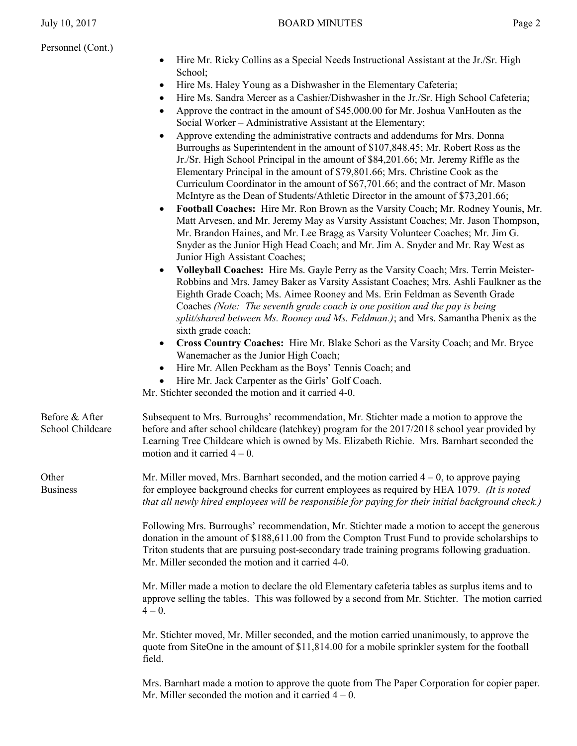Personnel (Cont.)

- Hire Mr. Ricky Collins as a Special Needs Instructional Assistant at the Jr./Sr. High School;
- Hire Ms. Haley Young as a Dishwasher in the Elementary Cafeteria;
- Hire Ms. Sandra Mercer as a Cashier/Dishwasher in the Jr./Sr. High School Cafeteria;
- Approve the contract in the amount of $45,000.00 for Mr. Joshua VanHouten as the Social Worker – Administrative Assistant at the Elementary;
- Approve extending the administrative contracts and addendums for Mrs. Donna Burroughs as Superintendent in the amount of $107,848.45; Mr. Robert Ross as the Jr./Sr. High School Principal in the amount of $84,201.66; Mr. Jeremy Riffle as the Elementary Principal in the amount of $79,801.66; Mrs. Christine Cook as the Curriculum Coordinator in the amount of $67,701.66; and the contract of Mr. Mason McIntyre as the Dean of Students/Athletic Director in the amount of $73,201.66;
- **Football Coaches:** Hire Mr. Ron Brown as the Varsity Coach; Mr. Rodney Younis, Mr. Matt Arvesen, and Mr. Jeremy May as Varsity Assistant Coaches; Mr. Jason Thompson, Mr. Brandon Haines, and Mr. Lee Bragg as Varsity Volunteer Coaches; Mr. Jim G. Snyder as the Junior High Head Coach; and Mr. Jim A. Snyder and Mr. Ray West as Junior High Assistant Coaches;
- **Volleyball Coaches:** Hire Ms. Gayle Perry as the Varsity Coach; Mrs. Terrin Meister-Robbins and Mrs. Jamey Baker as Varsity Assistant Coaches; Mrs. Ashli Faulkner as the Eighth Grade Coach; Ms. Aimee Rooney and Ms. Erin Feldman as Seventh Grade Coaches *(Note: The seventh grade coach is one position and the pay is being split/shared between Ms. Rooney and Ms. Feldman.)*; and Mrs. Samantha Phenix as the sixth grade coach;
- **Cross Country Coaches:** Hire Mr. Blake Schori as the Varsity Coach; and Mr. Bryce Wanemacher as the Junior High Coach;
- Hire Mr. Allen Peckham as the Boys' Tennis Coach; and
- Hire Mr. Jack Carpenter as the Girls' Golf Coach.

Mr. Stichter seconded the motion and it carried 4-0.

Before & After School Childcare

Subsequent to Mrs. Burroughs' recommendation, Mr. Stichter made a motion to approve the before and after school childcare (latchkey) program for the 2017/2018 school year provided by Learning Tree Childcare which is owned by Ms. Elizabeth Richie. Mrs. Barnhart seconded the motion and it carried 4 – 0.

Other Business

Mr. Miller moved, Mrs. Barnhart seconded, and the motion carried 4 – 0, to approve paying for employee background checks for current employees as required by HEA 1079. *(It is noted that all newly hired employees will be responsible for paying for their initial background check.)*

Following Mrs. Burroughs' recommendation, Mr. Stichter made a motion to accept the generous donation in the amount of $188,611.00 from the Compton Trust Fund to provide scholarships to Triton students that are pursuing post-secondary trade training programs following graduation. Mr. Miller seconded the motion and it carried 4-0.

Mr. Miller made a motion to declare the old Elementary cafeteria tables as surplus items and to approve selling the tables. This was followed by a second from Mr. Stichter. The motion carried 4 – 0.

Mr. Stichter moved, Mr. Miller seconded, and the motion carried unanimously, to approve the quote from SiteOne in the amount of $11,814.00 for a mobile sprinkler system for the football field.

Mrs. Barnhart made a motion to approve the quote from The Paper Corporation for copier paper. Mr. Miller seconded the motion and it carried 4 – 0.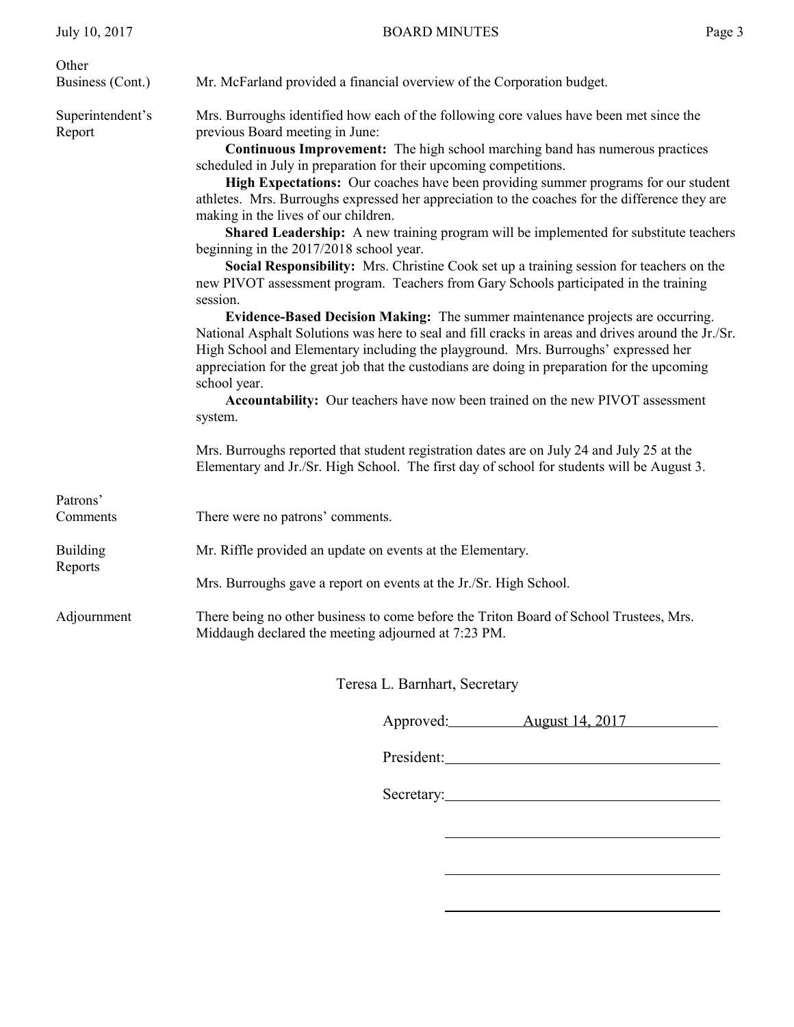**Other Business (Cont.)**

Mr. McFarland provided a financial overview of the Corporation budget.

**Superintendent's Report**

Mrs. Burroughs identified how each of the following core values have been met since the previous Board meeting in June:

**Continuous Improvement:** The high school marching band has numerous practices scheduled in July in preparation for their upcoming competitions.

**High Expectations:** Our coaches have been providing summer programs for our student athletes. Mrs. Burroughs expressed her appreciation to the coaches for the difference they are making in the lives of our children.

**Shared Leadership:** A new training program will be implemented for substitute teachers beginning in the 2017/2018 school year.

**Social Responsibility:** Mrs. Christine Cook set up a training session for teachers on the new PIVOT assessment program. Teachers from Gary Schools participated in the training session.

**Evidence-Based Decision Making:** The summer maintenance projects are occurring. National Asphalt Solutions was here to seal and fill cracks in areas and drives around the Jr./Sr. High School and Elementary including the playground. Mrs. Burroughs' expressed her appreciation for the great job that the custodians are doing in preparation for the upcoming school year.

**Accountability:** Our teachers have now been trained on the new PIVOT assessment system.

Mrs. Burroughs reported that student registration dates are on July 24 and July 25 at the Elementary and Jr./Sr. High School. The first day of school for students will be August 3.

**Patrons' Comments**

There were no patrons' comments.

**Building Reports**

Mr. Riffle provided an update on events at the Elementary.

Mrs. Burroughs gave a report on events at the Jr./Sr. High School.

**Adjournment**

There being no other business to come before the Triton Board of School Trustees, Mrs. Middaugh declared the meeting adjourned at 7:23 PM.

Teresa L. Barnhart, Secretary

Approved: August 14, 2017

President: ____________________

Secretary: ____________________

____________________

____________________

____________________